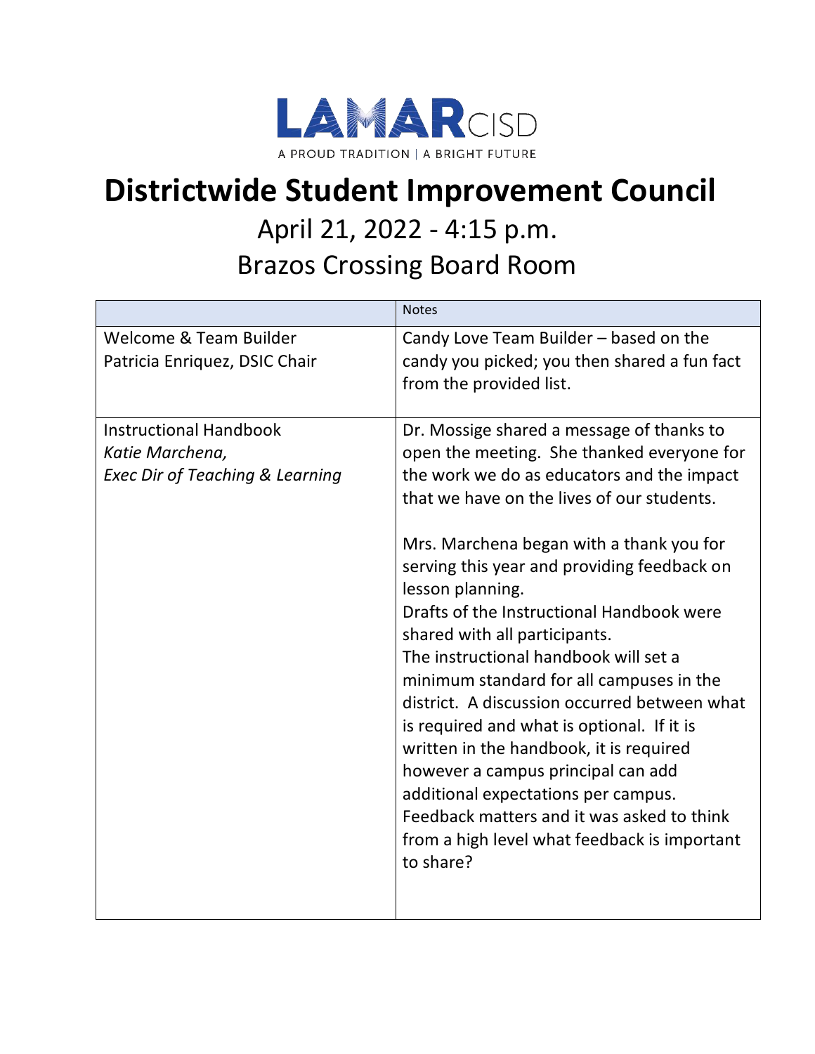LAMAR CISD

A PROUD TRADITION | A BRIGHT FUTURE

# Districtwide Student Improvement Council

## April 21, 2022 - 4:15 p.m.

## Brazos Crossing Board Room

| | Notes |
|---|---|
| Welcome & Team Builder<br>Patricia Enriquez, DSIC Chair | Candy Love Team Builder – based on the candy you picked; you then shared a fun fact from the provided list. |
| Instructional Handbook<br>*Katie Marchena,*<br>*Exec Dir of Teaching & Learning* | Dr. Mossige shared a message of thanks to open the meeting. She thanked everyone for the work we do as educators and the impact that we have on the lives of our students.<br><br>Mrs. Marchena began with a thank you for serving this year and providing feedback on lesson planning.<br>Drafts of the Instructional Handbook were shared with all participants.<br>The instructional handbook will set a minimum standard for all campuses in the district. A discussion occurred between what is required and what is optional. If it is written in the handbook, it is required however a campus principal can add additional expectations per campus.<br>Feedback matters and it was asked to think from a high level what feedback is important to share? |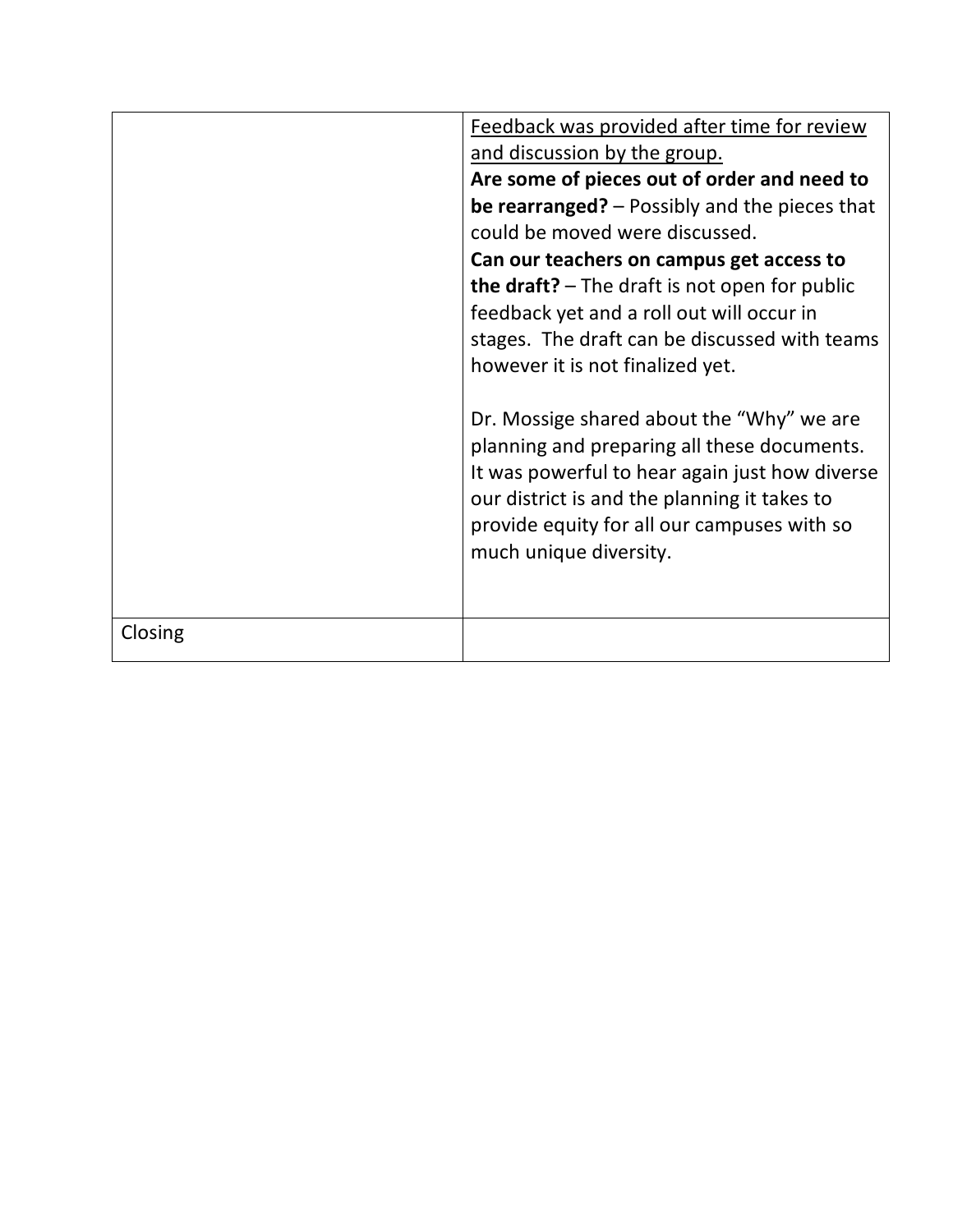| | |
|---|---|
| | <u>Feedback was provided after time for review and discussion by the group.</u><br>**Are some of pieces out of order and need to be rearranged?** – Possibly and the pieces that could be moved were discussed.<br>**Can our teachers on campus get access to the draft?** – The draft is not open for public feedback yet and a roll out will occur in stages.  The draft can be discussed with teams however it is not finalized yet.<br><br>Dr. Mossige shared about the “Why” we are planning and preparing all these documents. It was powerful to hear again just how diverse our district is and the planning it takes to provide equity for all our campuses with so much unique diversity. |
| Closing | |